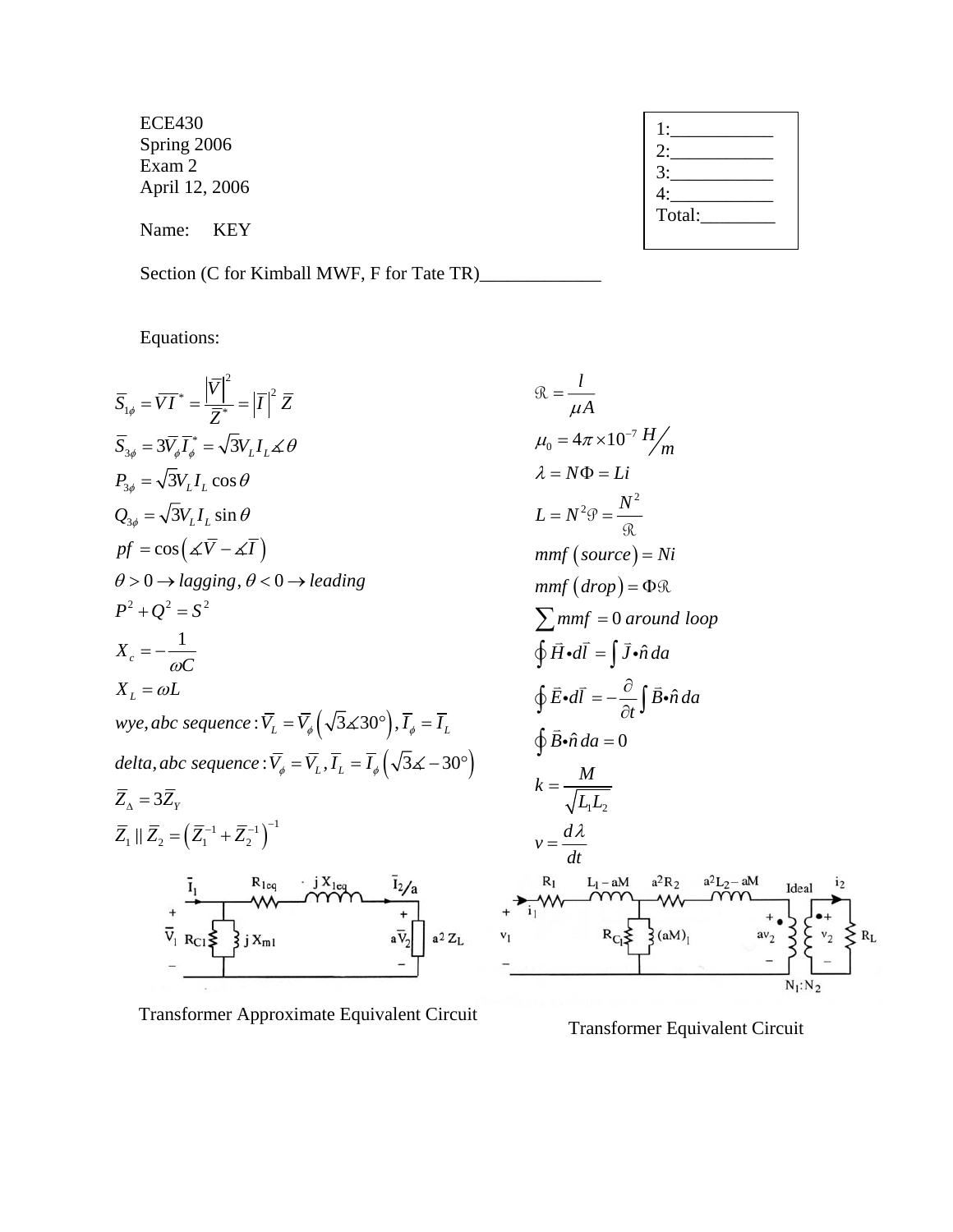ECE430
Spring 2006
Exam 2
April 12, 2006

Name: KEY

| |
|---|
| 1:___________ |
| 2:___________ |
| 3:___________ |
| 4:___________ |
| Total:________ |

Section (C for Kimball MWF, F for Tate TR)_____________

Equations:

$$\bar{S}_{1\phi} = \bar{V}\bar{I}^* = \frac{|\bar{V}|^2}{\bar{Z}^*} = |\bar{I}|^2 \bar{Z}$$

$$\bar{S}_{3\phi} = 3\bar{V}_\phi \bar{I}_\phi^* = \sqrt{3} V_L I_L \measuredangle \theta$$

$$P_{3\phi} = \sqrt{3} V_L I_L \cos\theta$$

$$Q_{3\phi} = \sqrt{3} V_L I_L \sin\theta$$

$$pf = \cos\left(\measuredangle \bar{V} - \measuredangle \bar{I}\right)$$

$$\theta > 0 \rightarrow lagging,\ \theta < 0 \rightarrow leading$$

$$P^2 + Q^2 = S^2$$

$$X_c = -\frac{1}{\omega C}$$

$$X_L = \omega L$$

$$wye, abc\ sequence: \bar{V}_L = \bar{V}_\phi\left(\sqrt{3}\measuredangle 30^\circ\right), \bar{I}_\phi = \bar{I}_L$$

$$delta, abc\ sequence: \bar{V}_\phi = \bar{V}_L, \bar{I}_L = \bar{I}_\phi\left(\sqrt{3}\measuredangle -30^\circ\right)$$

$$\bar{Z}_\Delta = 3\bar{Z}_Y$$

$$\bar{Z}_1 \parallel \bar{Z}_2 = \left(\bar{Z}_1^{-1} + \bar{Z}_2^{-1}\right)^{-1}$$

$$\Re = \frac{l}{\mu A}$$

$$\mu_0 = 4\pi \times 10^{-7}\ H/m$$

$$\lambda = N\Phi = Li$$

$$L = N^2 \wp = \frac{N^2}{\Re}$$

$$mmf\left(source\right) = Ni$$

$$mmf\left(drop\right) = \Phi\Re$$

$$\sum mmf = 0\ around\ loop$$

$$\oint \vec{H} \bullet d\vec{l} = \int \vec{J} \bullet \hat{n}\, da$$

$$\oint \vec{E} \bullet d\vec{l} = -\frac{\partial}{\partial t}\int \vec{B} \bullet \hat{n}\, da$$

$$\oint \vec{B} \bullet \hat{n}\, da = 0$$

$$k = \frac{M}{\sqrt{L_1 L_2}}$$

$$v = \frac{d\lambda}{dt}$$

Transformer Approximate Equivalent Circuit

Transformer Equivalent Circuit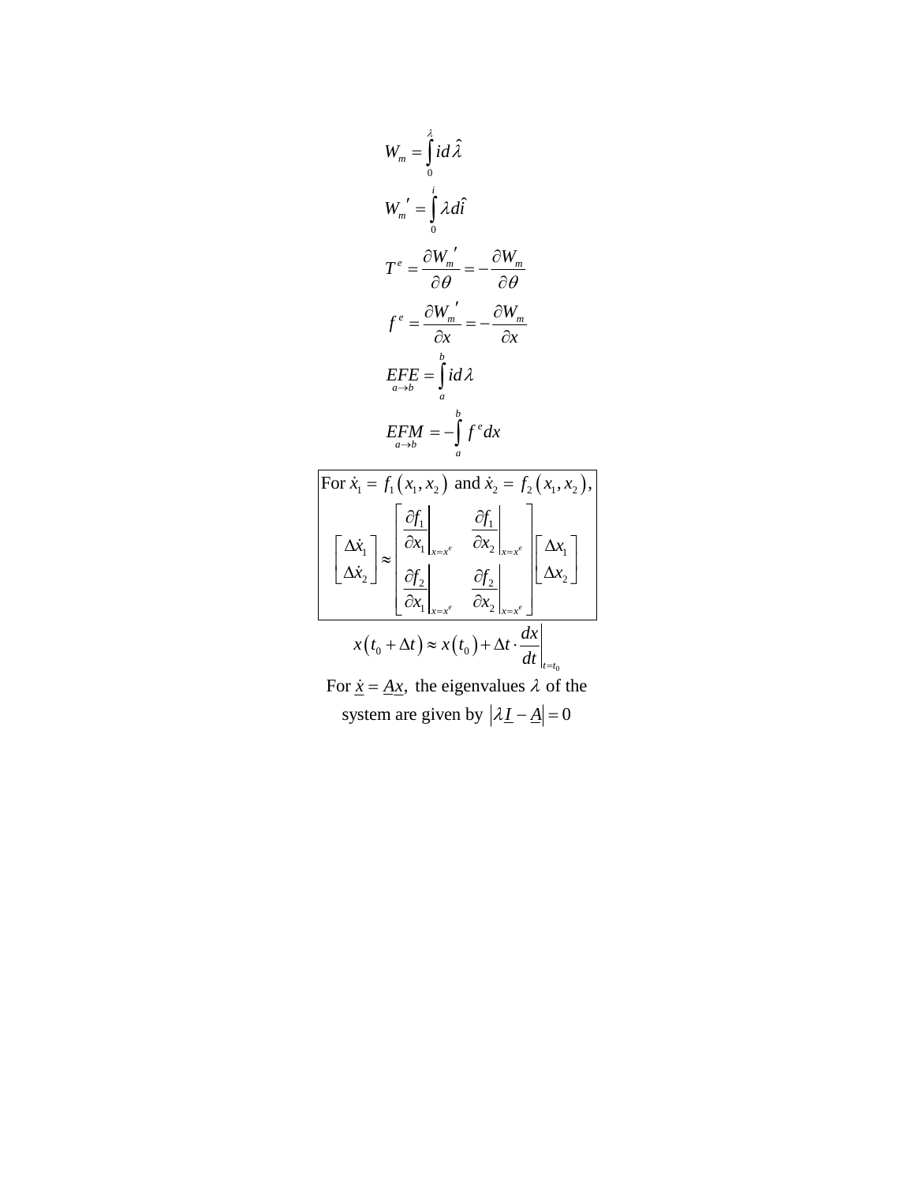$$W_m = \int_0^{\lambda} i \, d\hat{\lambda}$$

$$W_m{}' = \int_0^{i} \lambda \, d\hat{i}$$

$$T^e = \frac{\partial W_m{}'}{\partial \theta} = -\frac{\partial W_m}{\partial \theta}$$

$$f^e = \frac{\partial W_m{}'}{\partial x} = -\frac{\partial W_m}{\partial x}$$

$$\underset{a \to b}{EFE} = \int_a^b i \, d\lambda$$

$$\underset{a \to b}{EFM} = -\int_a^b f^e dx$$

For $\dot{x}_1 = f_1(x_1, x_2)$ and $\dot{x}_2 = f_2(x_1, x_2)$,

$$\begin{bmatrix} \Delta \dot{x}_1 \\ \Delta \dot{x}_2 \end{bmatrix} \approx \begin{bmatrix} \left.\dfrac{\partial f_1}{\partial x_1}\right|_{x=x^e} & \left.\dfrac{\partial f_1}{\partial x_2}\right|_{x=x^e} \\ \left.\dfrac{\partial f_2}{\partial x_1}\right|_{x=x^e} & \left.\dfrac{\partial f_2}{\partial x_2}\right|_{x=x^e} \end{bmatrix} \begin{bmatrix} \Delta x_1 \\ \Delta x_2 \end{bmatrix}$$

$$x(t_0 + \Delta t) \approx x(t_0) + \Delta t \cdot \left.\frac{dx}{dt}\right|_{t=t_0}$$

For $\underline{\dot{x}} = \underline{A}\underline{x}$, the eigenvalues $\lambda$ of the system are given by $\left|\lambda \underline{I} - \underline{A}\right| = 0$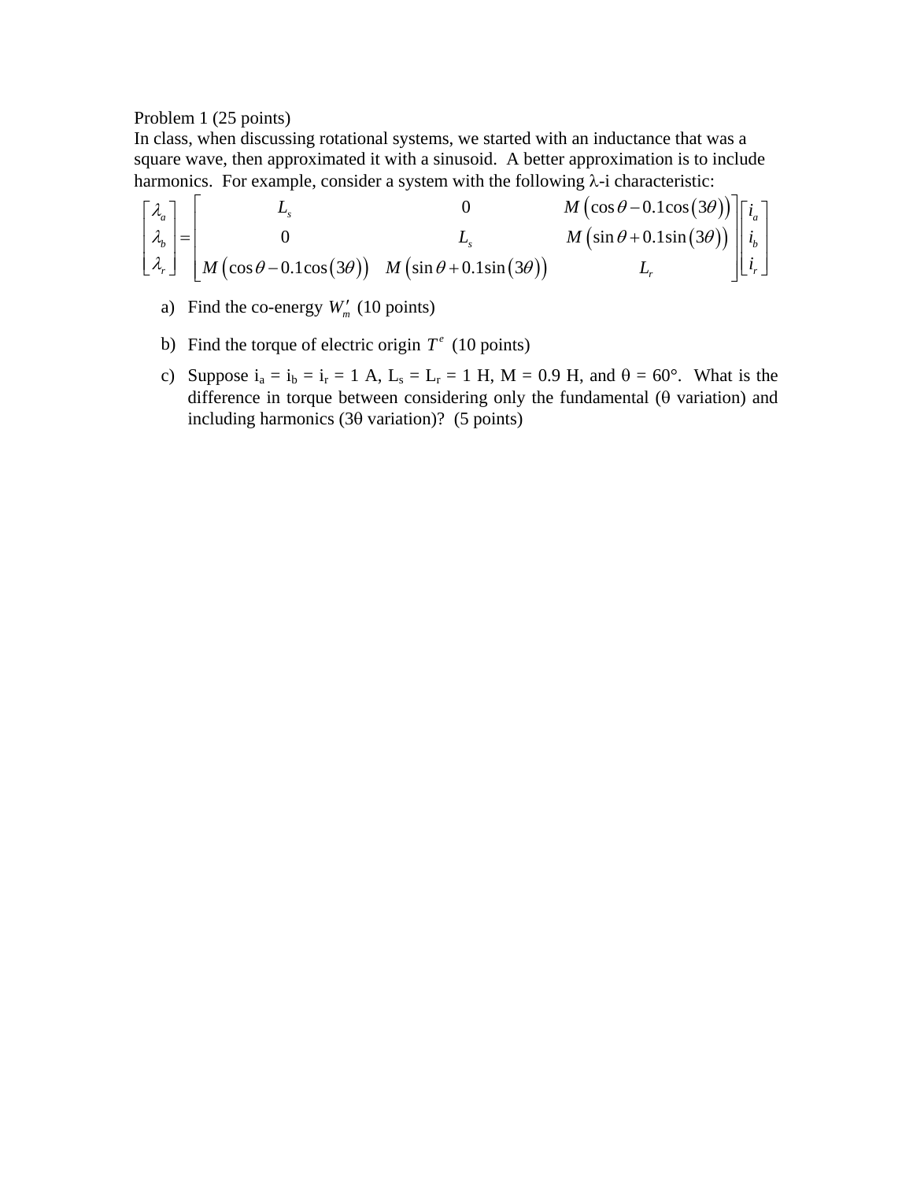Problem 1 (25 points)

In class, when discussing rotational systems, we started with an inductance that was a square wave, then approximated it with a sinusoid. A better approximation is to include harmonics. For example, consider a system with the following λ-i characteristic:

$$
\begin{bmatrix} \lambda_a \\ \lambda_b \\ \lambda_r \end{bmatrix} = \begin{bmatrix} L_s & 0 & M\left(\cos\theta - 0.1\cos\left(3\theta\right)\right) \\ 0 & L_s & M\left(\sin\theta + 0.1\sin\left(3\theta\right)\right) \\ M\left(\cos\theta - 0.1\cos\left(3\theta\right)\right) & M\left(\sin\theta + 0.1\sin\left(3\theta\right)\right) & L_r \end{bmatrix} \begin{bmatrix} i_a \\ i_b \\ i_r \end{bmatrix}
$$

a) Find the co-energy $W_m'$ (10 points)

b) Find the torque of electric origin $T^e$ (10 points)

c) Suppose $i_a = i_b = i_r = 1$ A, $L_s = L_r = 1$ H, $M = 0.9$ H, and $\theta = 60°$. What is the difference in torque between considering only the fundamental ($\theta$ variation) and including harmonics ($3\theta$ variation)? (5 points)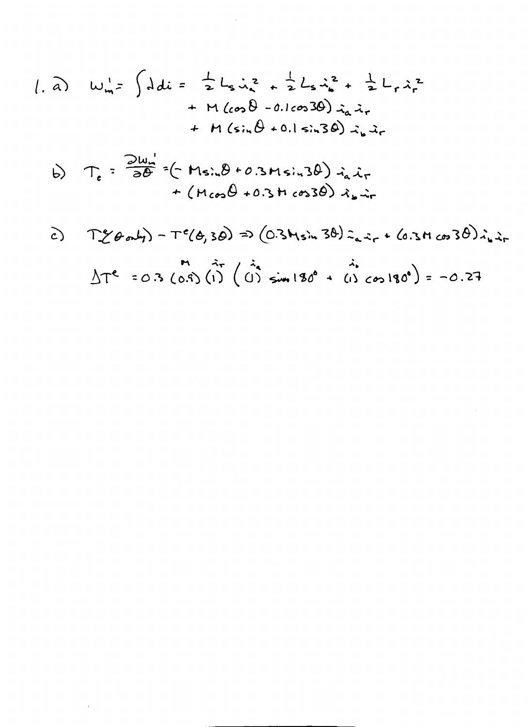1. a) $W_m' = \int \lambda \, di = \frac{1}{2} L_s i_a^2 + \frac{1}{2} L_s i_b^2 + \frac{1}{2} L_r i_r^2$
$+ M(\cos\theta - 0.1\cos 3\theta)\, i_a i_r$
$+ M(\sin\theta + 0.1\sin 3\theta)\, i_b i_r$

b) $T_e = \frac{\partial W_m'}{\partial \theta} = (-M\sin\theta + 0.3M\sin 3\theta)\, i_a i_r$
$+ (M\cos\theta + 0.3M\cos 3\theta)\, i_b i_r$

c) $T^e(\theta \text{ only}) - T^e(\theta, 3\theta) \Rightarrow (0.3M\sin 3\theta)\, i_a i_r + (0.3M\cos 3\theta)\, i_b i_r$

$\Delta T^e = 0.3 \overset{M}{(0.9)} \overset{i_r}{(1)} \left( \overset{i_a}{(1)} \sin 180^\circ + \overset{i_b}{(1)} \cos 180^\circ \right) = -0.27$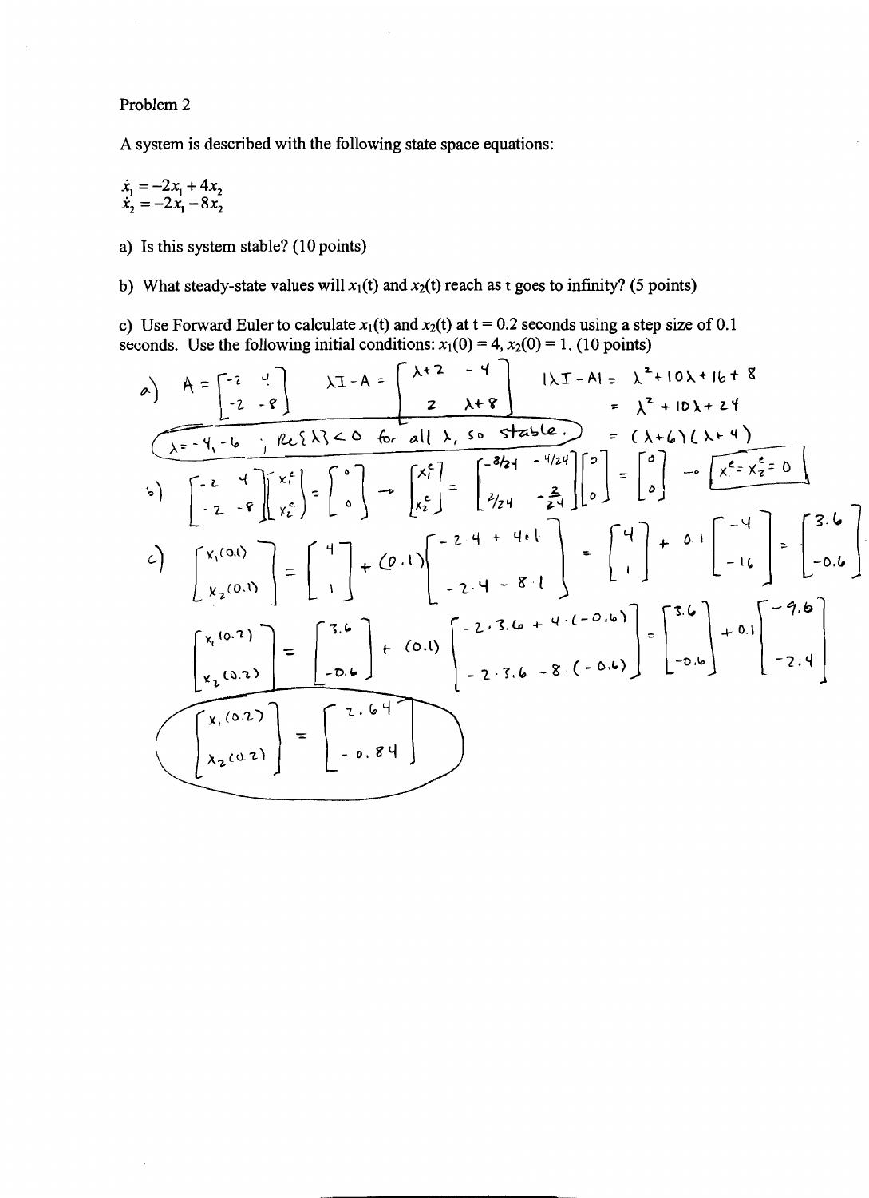Problem 2

A system is described with the following state space equations:

$$\dot{x}_1 = -2x_1 + 4x_2$$
$$\dot{x}_2 = -2x_1 - 8x_2$$

a) Is this system stable? (10 points)

b) What steady-state values will $x_1(t)$ and $x_2(t)$ reach as t goes to infinity? (5 points)

c) Use Forward Euler to calculate $x_1(t)$ and $x_2(t)$ at t = 0.2 seconds using a step size of 0.1 seconds. Use the following initial conditions: $x_1(0) = 4$, $x_2(0) = 1$. (10 points)

a) $A = \begin{bmatrix} -2 & 4 \\ -2 & -8 \end{bmatrix}$ $\quad \lambda I - A = \begin{bmatrix} \lambda+2 & -4 \\ 2 & \lambda+8 \end{bmatrix}$ $\quad |\lambda I - A| = \lambda^2 + 10\lambda + 16 + 8$

$= \lambda^2 + 10\lambda + 24$

$= (\lambda+6)(\lambda+4)$

$\lambda = -4, -6$ ; $Re\{\lambda\} < 0$ for all $\lambda$, so stable.

b) $\begin{bmatrix} -2 & 4 \\ -2 & -8 \end{bmatrix} \begin{bmatrix} x_1^e \\ x_2^e \end{bmatrix} = \begin{bmatrix} 0 \\ 0 \end{bmatrix} \rightarrow \begin{bmatrix} x_1^e \\ x_2^e \end{bmatrix} = \begin{bmatrix} -8/24 & -4/24 \\ 2/24 & -\frac{2}{24} \end{bmatrix} \begin{bmatrix} 0 \\ 0 \end{bmatrix} = \begin{bmatrix} 0 \\ 0 \end{bmatrix} \rightarrow x_1^e = x_2^e = 0$

c) $\begin{bmatrix} x_1(0.1) \\ x_2(0.1) \end{bmatrix} = \begin{bmatrix} 4 \\ 1 \end{bmatrix} + (0.1) \begin{bmatrix} -2 \cdot 4 + 4 \cdot 1 \\ -2 \cdot 4 - 8 \cdot 1 \end{bmatrix} = \begin{bmatrix} 4 \\ 1 \end{bmatrix} + 0.1 \begin{bmatrix} -4 \\ -16 \end{bmatrix} = \begin{bmatrix} 3.6 \\ -0.6 \end{bmatrix}$

$\begin{bmatrix} x_1(0.2) \\ x_2(0.2) \end{bmatrix} = \begin{bmatrix} 3.6 \\ -0.6 \end{bmatrix} + (0.1) \begin{bmatrix} -2 \cdot 3.6 + 4 \cdot (-0.6) \\ -2 \cdot 3.6 - 8 \cdot (-0.6) \end{bmatrix} = \begin{bmatrix} 3.6 \\ -0.6 \end{bmatrix} + 0.1 \begin{bmatrix} -9.6 \\ -2.4 \end{bmatrix}$

$\begin{bmatrix} x_1(0.2) \\ x_2(0.2) \end{bmatrix} = \begin{bmatrix} 2.64 \\ -0.84 \end{bmatrix}$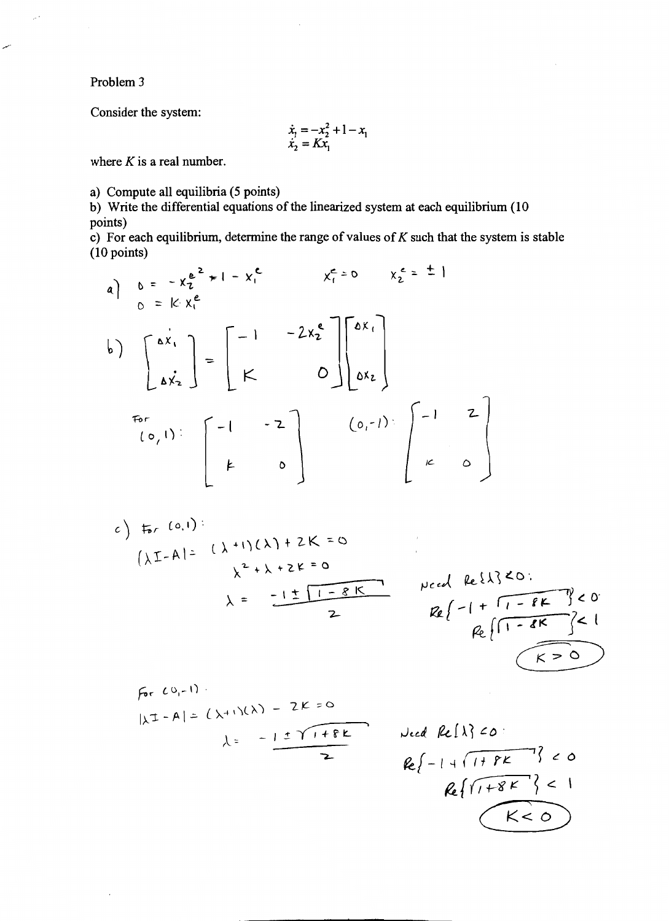Problem 3

Consider the system:

$$\dot{x}_1 = -x_2^2 + 1 - x_1$$
$$\dot{x}_2 = Kx_1$$

where $K$ is a real number.

a) Compute all equilibria (5 points)

b) Write the differential equations of the linearized system at each equilibrium (10 points)

c) For each equilibrium, determine the range of values of $K$ such that the system is stable (10 points)

a) $0 = -x_2^{e\,2} + 1 - x_1^e \qquad x_1^e = 0 \qquad x_2^e = \pm 1$

$\phantom{a)}$ $0 = K \cdot x_1^e$

b)
$$\begin{bmatrix} \Delta\dot{x}_1 \\ \Delta\dot{x}_2 \end{bmatrix} = \begin{bmatrix} -1 & -2x_2^e \\ K & 0 \end{bmatrix} \begin{bmatrix} \Delta x_1 \\ \Delta x_2 \end{bmatrix}$$

For $(0,1)$: $\begin{bmatrix} -1 & -2 \\ K & 0 \end{bmatrix}$ $\qquad (0,-1)$: $\begin{bmatrix} -1 & 2 \\ K & 0 \end{bmatrix}$

c) For $(0,1)$:

$|\lambda I - A| = (\lambda+1)(\lambda) + 2K = 0$

$\lambda^2 + \lambda + 2K = 0$

$\lambda = \dfrac{-1 \pm \sqrt{1-8K}}{2}$

Need $Re\{\lambda\} < 0$:

$Re\{-1 + \sqrt{1-8K}\} < 0$

$Re\{\sqrt{1-8K}\} < 1$

$K > 0$

For $(0,-1)$:

$|\lambda I - A| = (\lambda+1)(\lambda) - 2K = 0$

$\lambda = \dfrac{-1 \pm \sqrt{1+8K}}{2}$

Need $Re\{\lambda\} < 0$:

$Re\{-1 + \sqrt{1+8K}\} < 0$

$Re\{\sqrt{1+8K}\} < 1$

$K < 0$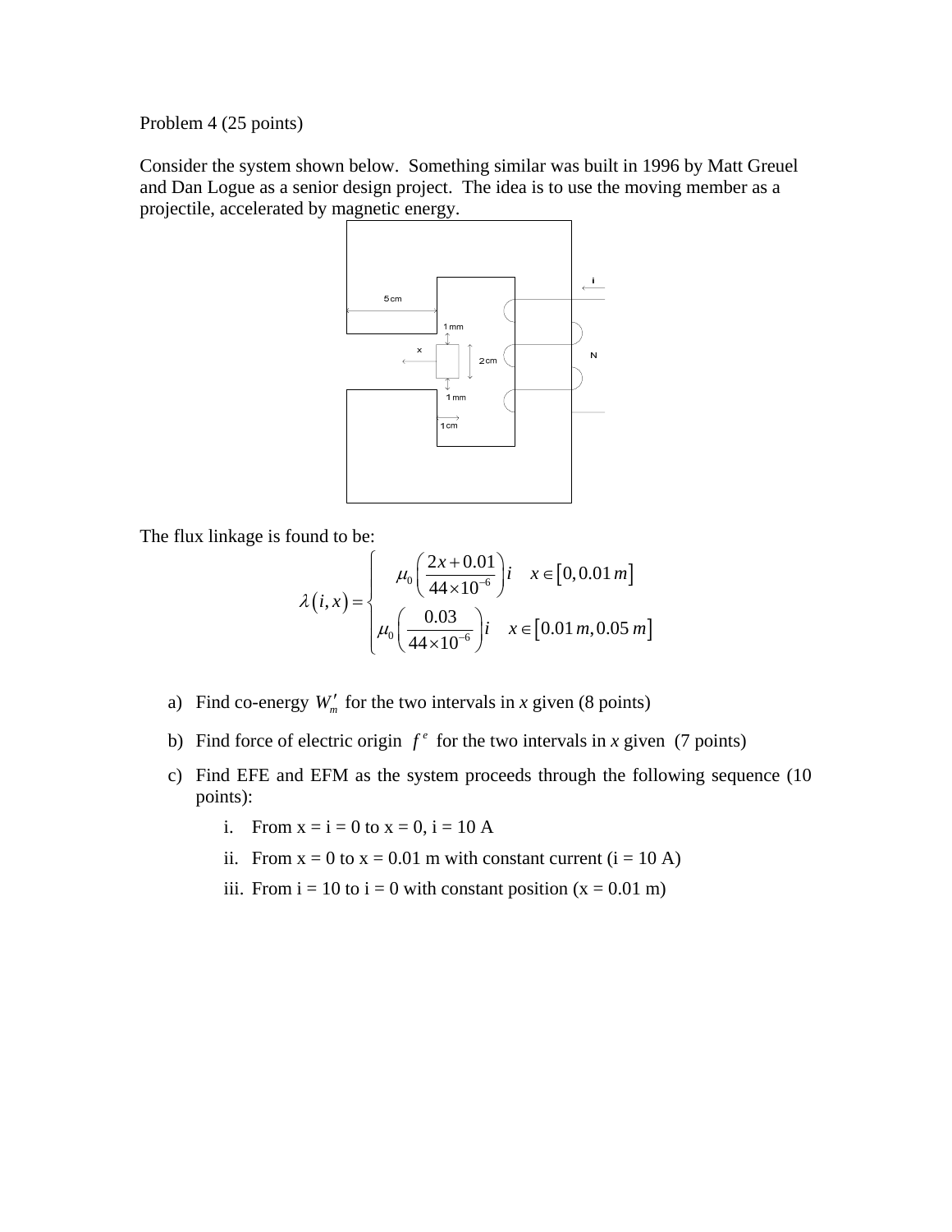Problem 4 (25 points)

Consider the system shown below. Something similar was built in 1996 by Matt Greuel and Dan Logue as a senior design project. The idea is to use the moving member as a projectile, accelerated by magnetic energy.

The flux linkage is found to be:

$$\lambda(i,x) = \begin{cases} \mu_0\left(\dfrac{2x+0.01}{44\times10^{-6}}\right)i & x\in[0, 0.01\,m] \\ \mu_0\left(\dfrac{0.03}{44\times10^{-6}}\right)i & x\in[0.01\,m, 0.05\,m] \end{cases}$$

a) Find co-energy $W_m'$ for the two intervals in *x* given (8 points)

b) Find force of electric origin $f^e$ for the two intervals in *x* given (7 points)

c) Find EFE and EFM as the system proceeds through the following sequence (10 points):

   i. From x = i = 0 to x = 0, i = 10 A

   ii. From x = 0 to x = 0.01 m with constant current (i = 10 A)

   iii. From i = 10 to i = 0 with constant position (x = 0.01 m)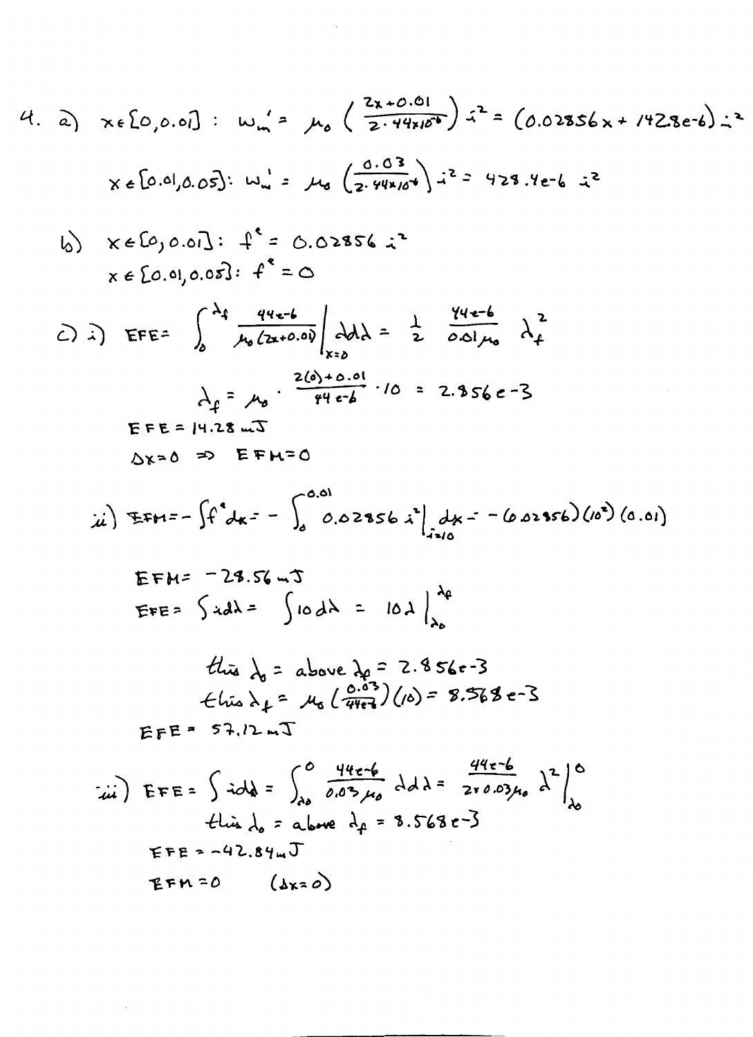4. a) $x \in [0, 0.01]$ : $W_m' = \mu_0 \left( \frac{2x + 0.01}{2 \cdot 44 \times 10^{-6}} \right) i^2 = (0.02856x + 1428e\text{-}6)\, i^2$

$x \in [0.01, 0.05]$: $W_m' = \mu_0 \left( \frac{0.03}{2 \cdot 44 \times 10^{-6}} \right) i^2 = 428.4e\text{-}6 \; i^2$

b) $x \in [0, 0.01]$: $f^e = 0.02856\, i^2$

$x \in [0.01, 0.05]$: $f^e = 0$

c) i) $\text{EFE} = \int_0^{\lambda_f} \frac{44e\text{-}6}{\mu_0 (2x + 0.01)} \bigg|_{x=0} \lambda \, d\lambda = \frac{1}{2} \frac{44e\text{-}6}{0.01 \mu_0} \lambda_f^2$

$\lambda_f = \mu_0 \cdot \frac{2(0) + 0.01}{44e\text{-}6} \cdot 10 = 2.856e\text{-}3$

$\text{EFE} = 14.28 \text{ mJ}$

$\Delta x = 0 \Rightarrow \text{EFM} = 0$

ii) $\text{EFM} = -\int f^e dx = -\int_0^{0.01} 0.02856\, i^2 \Big|_{i=10} dx = -(0.02856)(10^2)(0.01)$

$\text{EFM} = -28.56 \text{ mJ}$

$\text{EFE} = \int i \, d\lambda = \int 10 \, d\lambda = 10 \lambda \Big|_{\lambda_0}^{\lambda_f}$

this $\lambda_0$ = above $\lambda_f = 2.856e\text{-}3$

this $\lambda_f = \mu_0 \left( \frac{0.03}{44e\text{-}6} \right)(10) = 8.568e\text{-}3$

$\text{EFE} = 57.12 \text{ mJ}$

iii) $\text{EFE} = \int i \, d\lambda = \int_{\lambda_0}^{0} \frac{44e\text{-}6}{0.03 \mu_0} \lambda \, d\lambda = \frac{44e\text{-}6}{2 \times 0.03 \mu_0} \lambda^2 \Big|_{\lambda_0}^{0}$

this $\lambda_0$ = above $\lambda_f = 8.568e\text{-}3$

$\text{EFE} = -42.84 \text{ mJ}$

$\text{EFM} = 0 \quad (\Delta x = 0)$